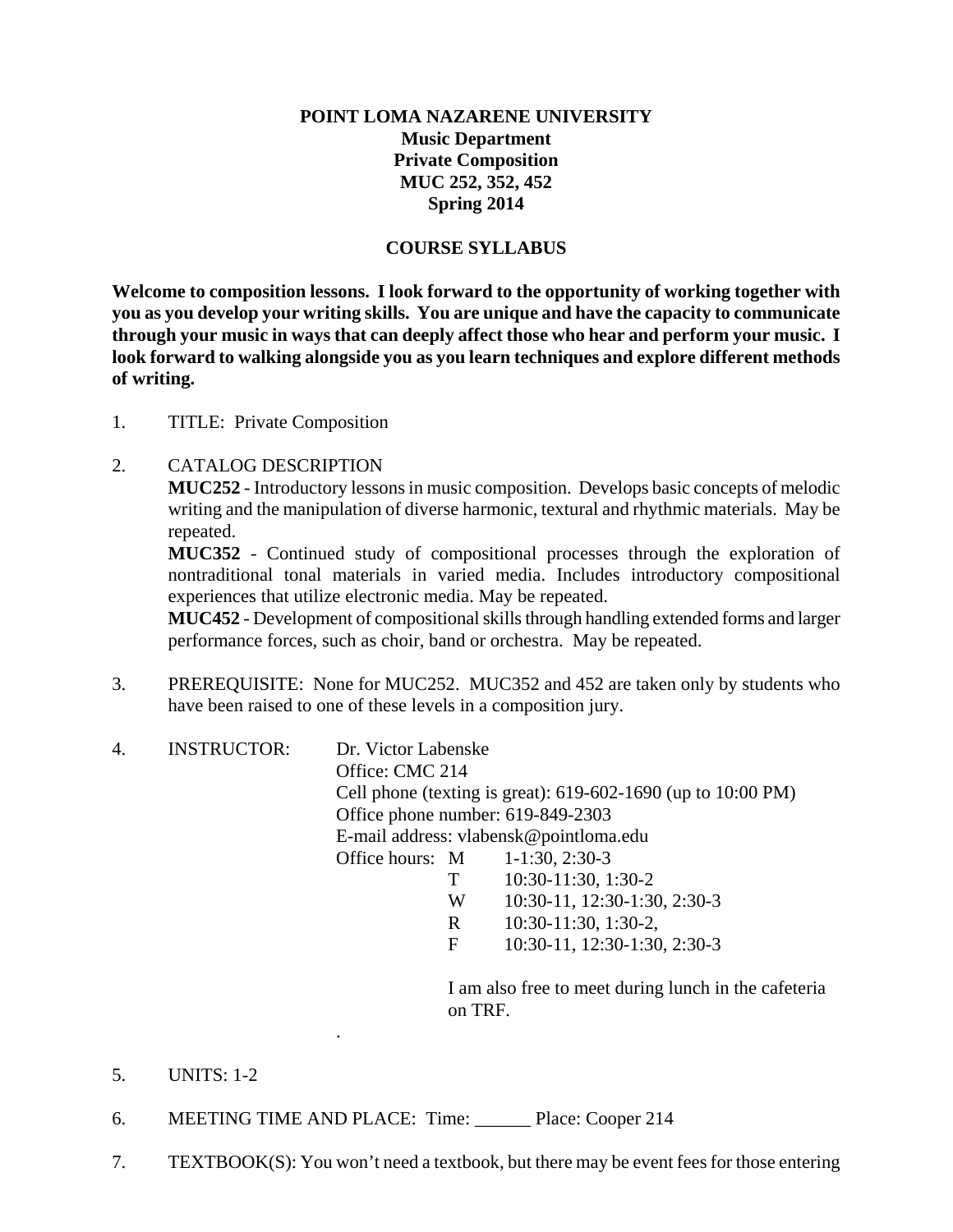**POINT LOMA NAZARENE UNIVERSITY**
**Music Department**
**Private Composition**
**MUC 252, 352, 452**
**Spring 2014**

**COURSE SYLLABUS**

**Welcome to composition lessons. I look forward to the opportunity of working together with you as you develop your writing skills. You are unique and have the capacity to communicate through your music in ways that can deeply affect those who hear and perform your music. I look forward to walking alongside you as you learn techniques and explore different methods of writing.**

1. TITLE: Private Composition

2. CATALOG DESCRIPTION
   **MUC252** - Introductory lessons in music composition. Develops basic concepts of melodic writing and the manipulation of diverse harmonic, textural and rhythmic materials. May be repeated.
   **MUC352** - Continued study of compositional processes through the exploration of nontraditional tonal materials in varied media. Includes introductory compositional experiences that utilize electronic media. May be repeated.
   **MUC452** - Development of compositional skills through handling extended forms and larger performance forces, such as choir, band or orchestra. May be repeated.

3. PREREQUISITE: None for MUC252. MUC352 and 452 are taken only by students who have been raised to one of these levels in a composition jury.

4. INSTRUCTOR: Dr. Victor Labenske
   Office: CMC 214
   Cell phone (texting is great): 619-602-1690 (up to 10:00 PM)
   Office phone number: 619-849-2303
   E-mail address: vlabensk@pointloma.edu
   Office hours:
   - M 1-1:30, 2:30-3
   - T 10:30-11:30, 1:30-2
   - W 10:30-11, 12:30-1:30, 2:30-3
   - R 10:30-11:30, 1:30-2,
   - F 10:30-11, 12:30-1:30, 2:30-3

   I am also free to meet during lunch in the cafeteria on TRF.

5. UNITS: 1-2

6. MEETING TIME AND PLACE: Time: ______ Place: Cooper 214

7. TEXTBOOK(S): You won't need a textbook, but there may be event fees for those entering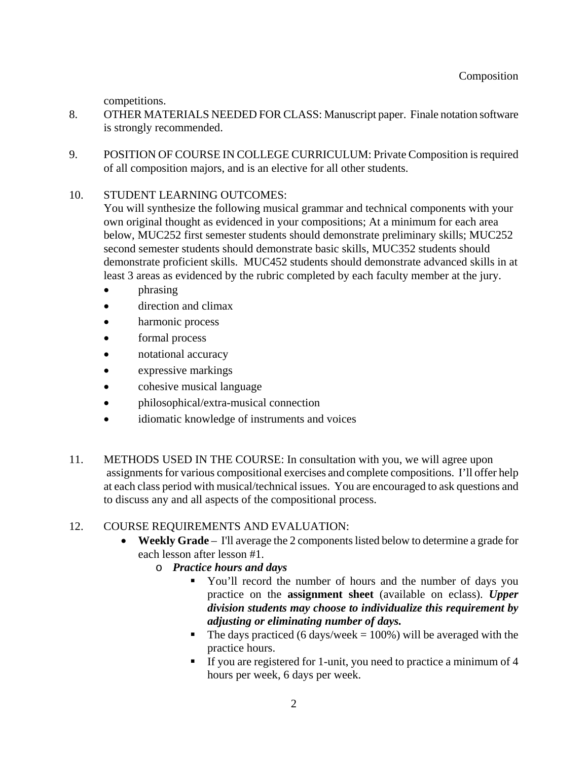competitions.

8. OTHER MATERIALS NEEDED FOR CLASS: Manuscript paper. Finale notation software is strongly recommended.

9. POSITION OF COURSE IN COLLEGE CURRICULUM: Private Composition is required of all composition majors, and is an elective for all other students.

10. STUDENT LEARNING OUTCOMES:
    You will synthesize the following musical grammar and technical components with your own original thought as evidenced in your compositions; At a minimum for each area below, MUC252 first semester students should demonstrate preliminary skills; MUC252 second semester students should demonstrate basic skills, MUC352 students should demonstrate proficient skills. MUC452 students should demonstrate advanced skills in at least 3 areas as evidenced by the rubric completed by each faculty member at the jury.
    - phrasing
    - direction and climax
    - harmonic process
    - formal process
    - notational accuracy
    - expressive markings
    - cohesive musical language
    - philosophical/extra-musical connection
    - idiomatic knowledge of instruments and voices

11. METHODS USED IN THE COURSE: In consultation with you, we will agree upon assignments for various compositional exercises and complete compositions. I'll offer help at each class period with musical/technical issues. You are encouraged to ask questions and to discuss any and all aspects of the compositional process.

12. COURSE REQUIREMENTS AND EVALUATION:
    - **Weekly Grade** – I'll average the 2 components listed below to determine a grade for each lesson after lesson #1.
        - ***Practice hours and days***
            - You'll record the number of hours and the number of days you practice on the **assignment sheet** (available on eclass). ***Upper division students may choose to individualize this requirement by adjusting or eliminating number of days.***
            - The days practiced (6 days/week = 100%) will be averaged with the practice hours.
            - If you are registered for 1-unit, you need to practice a minimum of 4 hours per week, 6 days per week.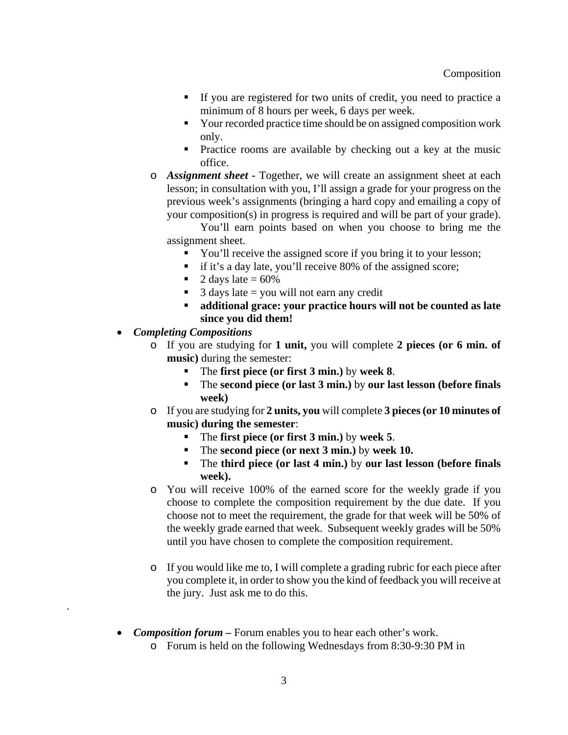- If you are registered for two units of credit, you need to practice a minimum of 8 hours per week, 6 days per week.
        - Your recorded practice time should be on assigned composition work only.
        - Practice rooms are available by checking out a key at the music office.
    - ***Assignment sheet*** **-** Together, we will create an assignment sheet at each lesson; in consultation with you, I'll assign a grade for your progress on the previous week's assignments (bringing a hard copy and emailing a copy of your composition(s) in progress is required and will be part of your grade).

      You'll earn points based on when you choose to bring me the assignment sheet.
        - You'll receive the assigned score if you bring it to your lesson;
        - if it's a day late, you'll receive 80% of the assigned score;
        - 2 days late = 60%
        - 3 days late = you will not earn any credit
        - **additional grace: your practice hours will not be counted as late since you did them!**
- ***Completing Compositions***
    - If you are studying for **1 unit,** you will complete **2 pieces (or 6 min. of music)** during the semester:
        - The **first piece (or first 3 min.)** by **week 8**.
        - The **second piece (or last 3 min.)** by **our last lesson (before finals week)**
    - If you are studying for **2 units, you** will complete **3 pieces (or 10 minutes of music) during the semester**:
        - The **first piece (or first 3 min.)** by **week 5**.
        - The **second piece (or next 3 min.)** by **week 10.**
        - The **third piece (or last 4 min.)** by **our last lesson (before finals week).**
    - You will receive 100% of the earned score for the weekly grade if you choose to complete the composition requirement by the due date. If you choose not to meet the requirement, the grade for that week will be 50% of the weekly grade earned that week. Subsequent weekly grades will be 50% until you have chosen to complete the composition requirement.

    - If you would like me to, I will complete a grading rubric for each piece after you complete it, in order to show you the kind of feedback you will receive at the jury. Just ask me to do this.

.

- ***Composition forum –*** Forum enables you to hear each other's work.
    - Forum is held on the following Wednesdays from 8:30-9:30 PM in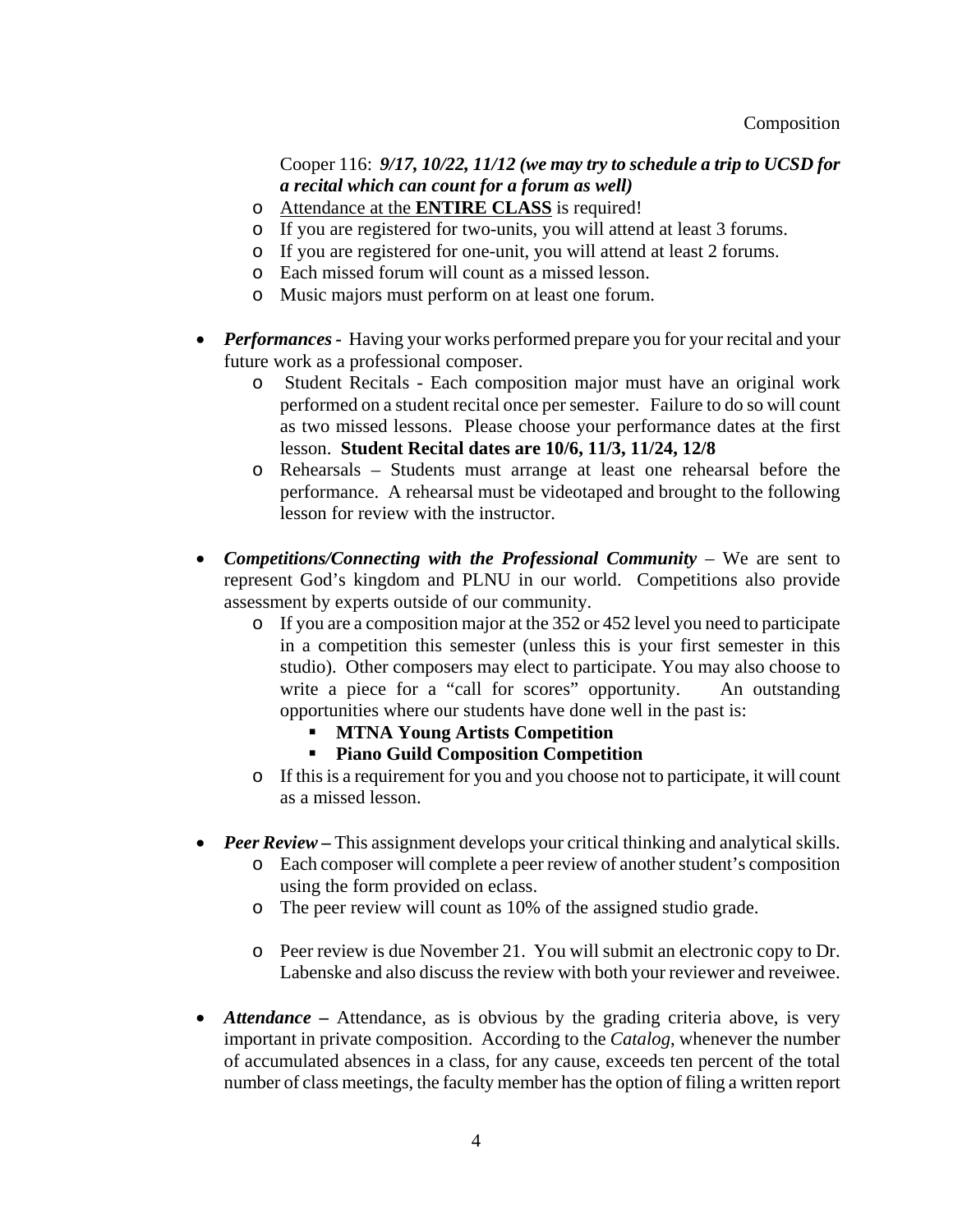Cooper 116: ***9/17, 10/22, 11/12 (we may try to schedule a trip to UCSD for a recital which can count for a forum as well)***

  - Attendance at the **ENTIRE CLASS** is required!
  - If you are registered for two-units, you will attend at least 3 forums.
  - If you are registered for one-unit, you will attend at least 2 forums.
  - Each missed forum will count as a missed lesson.
  - Music majors must perform on at least one forum.

- ***Performances -*** Having your works performed prepare you for your recital and your future work as a professional composer.
  - Student Recitals - Each composition major must have an original work performed on a student recital once per semester. Failure to do so will count as two missed lessons. Please choose your performance dates at the first lesson. **Student Recital dates are 10/6, 11/3, 11/24, 12/8**
  - Rehearsals – Students must arrange at least one rehearsal before the performance. A rehearsal must be videotaped and brought to the following lesson for review with the instructor.

- ***Competitions/Connecting with the Professional Community*** – We are sent to represent God's kingdom and PLNU in our world. Competitions also provide assessment by experts outside of our community.
  - If you are a composition major at the 352 or 452 level you need to participate in a competition this semester (unless this is your first semester in this studio). Other composers may elect to participate. You may also choose to write a piece for a "call for scores" opportunity. An outstanding opportunities where our students have done well in the past is:
    - **MTNA Young Artists Competition**
    - **Piano Guild Composition Competition**
  - If this is a requirement for you and you choose not to participate, it will count as a missed lesson.

- ***Peer Review*** **–** This assignment develops your critical thinking and analytical skills.
  - Each composer will complete a peer review of another student's composition using the form provided on eclass.
  - The peer review will count as 10% of the assigned studio grade.
  - Peer review is due November 21. You will submit an electronic copy to Dr. Labenske and also discuss the review with both your reviewer and reveiwee.

- ***Attendance*** **–** Attendance, as is obvious by the grading criteria above, is very important in private composition. According to the *Catalog*, whenever the number of accumulated absences in a class, for any cause, exceeds ten percent of the total number of class meetings, the faculty member has the option of filing a written report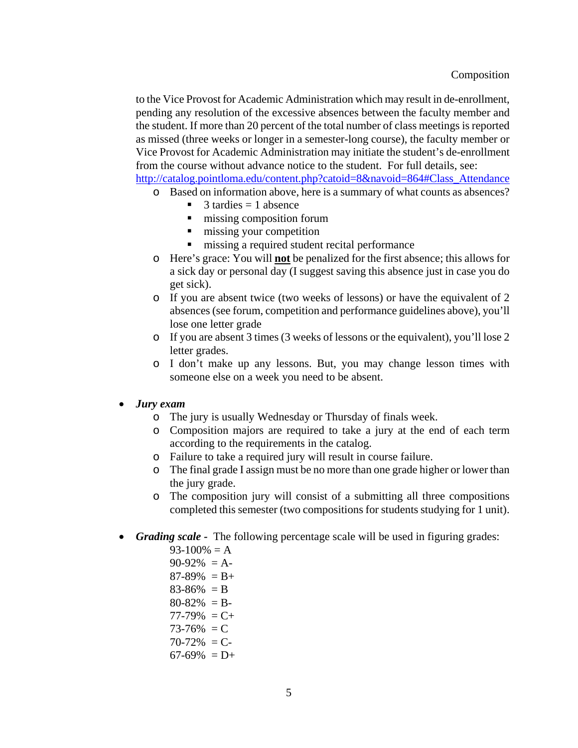to the Vice Provost for Academic Administration which may result in de-enrollment, pending any resolution of the excessive absences between the faculty member and the student. If more than 20 percent of the total number of class meetings is reported as missed (three weeks or longer in a semester-long course), the faculty member or Vice Provost for Academic Administration may initiate the student's de-enrollment from the course without advance notice to the student. For full details, see: [http://catalog.pointloma.edu/content.php?catoid=8&navoid=864#Class_Attendance](http://catalog.pointloma.edu/content.php?catoid=8&navoid=864#Class_Attendance)

  - Based on information above, here is a summary of what counts as absences?
    - 3 tardies = 1 absence
    - missing composition forum
    - missing your competition
    - missing a required student recital performance
  - Here's grace: You will **not** be penalized for the first absence; this allows for a sick day or personal day (I suggest saving this absence just in case you do get sick).
  - If you are absent twice (two weeks of lessons) or have the equivalent of 2 absences (see forum, competition and performance guidelines above), you'll lose one letter grade
  - If you are absent 3 times (3 weeks of lessons or the equivalent), you'll lose 2 letter grades.
  - I don't make up any lessons. But, you may change lesson times with someone else on a week you need to be absent.

- ***Jury exam***
  - The jury is usually Wednesday or Thursday of finals week.
  - Composition majors are required to take a jury at the end of each term according to the requirements in the catalog.
  - Failure to take a required jury will result in course failure.
  - The final grade I assign must be no more than one grade higher or lower than the jury grade.
  - The composition jury will consist of a submitting all three compositions completed this semester (two compositions for students studying for 1 unit).

- ***Grading scale -*** The following percentage scale will be used in figuring grades:

  93-100% = A
  90-92% = A-
  87-89% = B+
  83-86% = B
  80-82% = B-
  77-79% = C+
  73-76% = C
  70-72% = C-
  67-69% = D+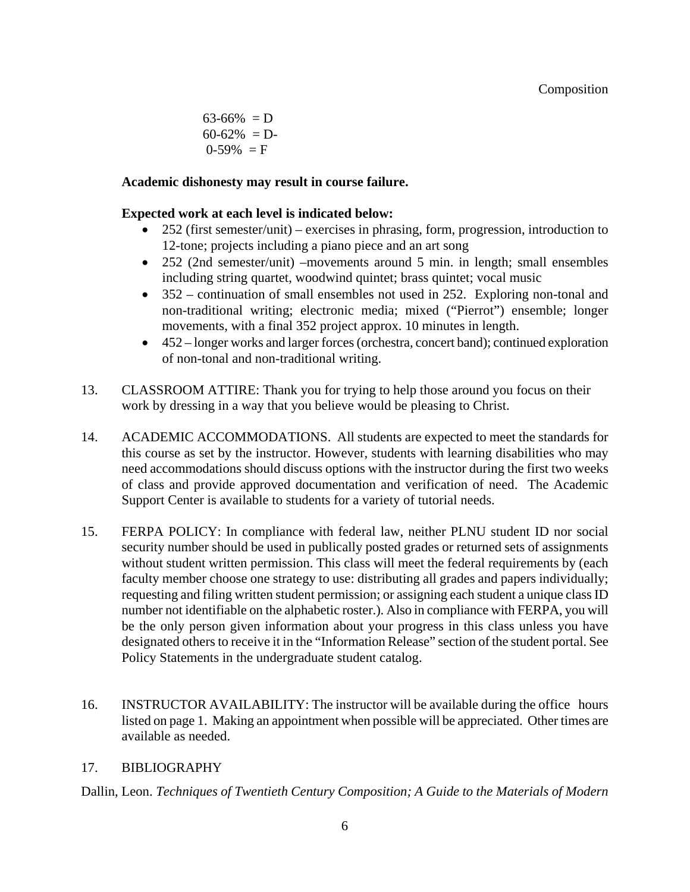63-66% = D
60-62% = D-
0-59% = F

**Academic dishonesty may result in course failure.**

**Expected work at each level is indicated below:**

- 252 (first semester/unit) – exercises in phrasing, form, progression, introduction to 12-tone; projects including a piano piece and an art song
- 252 (2nd semester/unit) –movements around 5 min. in length; small ensembles including string quartet, woodwind quintet; brass quintet; vocal music
- 352 – continuation of small ensembles not used in 252. Exploring non-tonal and non-traditional writing; electronic media; mixed ("Pierrot") ensemble; longer movements, with a final 352 project approx. 10 minutes in length.
- 452 – longer works and larger forces (orchestra, concert band); continued exploration of non-tonal and non-traditional writing.

13. CLASSROOM ATTIRE: Thank you for trying to help those around you focus on their work by dressing in a way that you believe would be pleasing to Christ.

14. ACADEMIC ACCOMMODATIONS. All students are expected to meet the standards for this course as set by the instructor. However, students with learning disabilities who may need accommodations should discuss options with the instructor during the first two weeks of class and provide approved documentation and verification of need. The Academic Support Center is available to students for a variety of tutorial needs.

15. FERPA POLICY: In compliance with federal law, neither PLNU student ID nor social security number should be used in publically posted grades or returned sets of assignments without student written permission. This class will meet the federal requirements by (each faculty member choose one strategy to use: distributing all grades and papers individually; requesting and filing written student permission; or assigning each student a unique class ID number not identifiable on the alphabetic roster.). Also in compliance with FERPA, you will be the only person given information about your progress in this class unless you have designated others to receive it in the "Information Release" section of the student portal. See Policy Statements in the undergraduate student catalog.

16. INSTRUCTOR AVAILABILITY: The instructor will be available during the office hours listed on page 1. Making an appointment when possible will be appreciated. Other times are available as needed.

17. BIBLIOGRAPHY

Dallin, Leon. *Techniques of Twentieth Century Composition; A Guide to the Materials of Modern*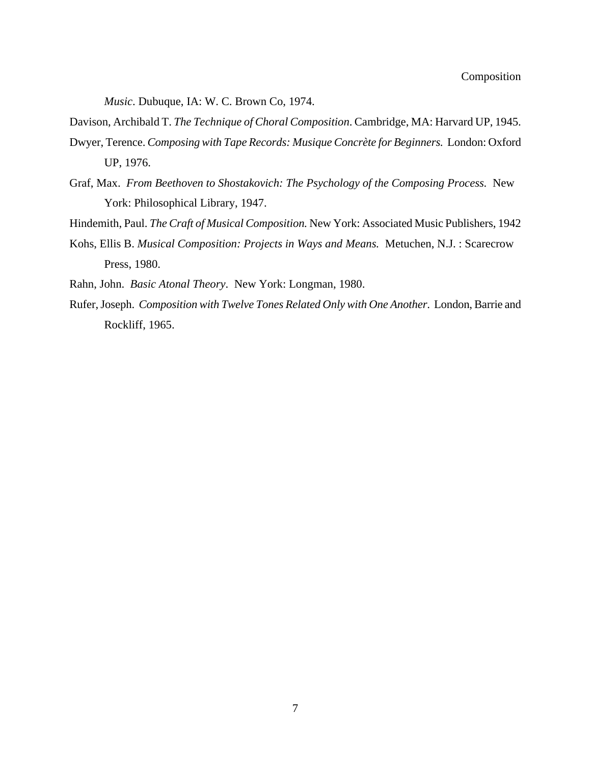*Music*. Dubuque, IA: W. C. Brown Co, 1974.

Davison, Archibald T. *The Technique of Choral Composition*. Cambridge, MA: Harvard UP, 1945.

Dwyer, Terence. *Composing with Tape Records: Musique Concrète for Beginners.* London: Oxford UP, 1976.

Graf, Max. *From Beethoven to Shostakovich: The Psychology of the Composing Process.* New York: Philosophical Library, 1947.

Hindemith, Paul. *The Craft of Musical Composition.* New York: Associated Music Publishers, 1942

Kohs, Ellis B. *Musical Composition: Projects in Ways and Means.* Metuchen, N.J. : Scarecrow Press, 1980.

Rahn, John. *Basic Atonal Theory*. New York: Longman, 1980.

Rufer, Joseph. *Composition with Twelve Tones Related Only with One Another*. London, Barrie and Rockliff, 1965.